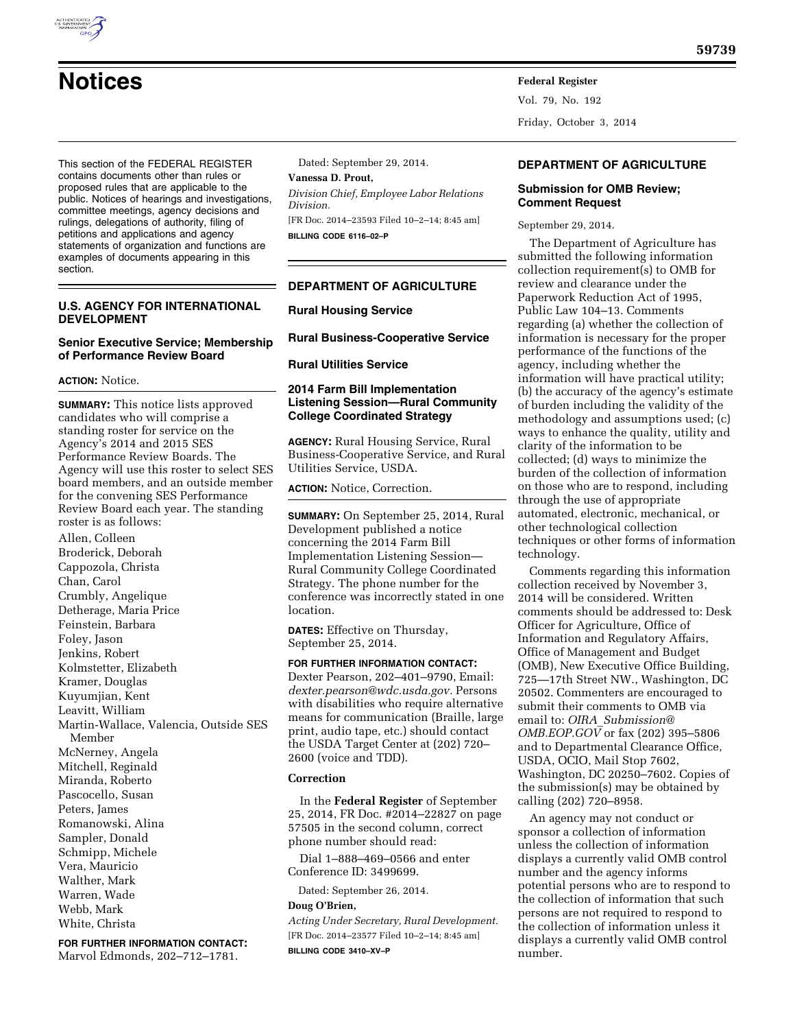# Notices

This section of the FEDERAL REGISTER contains documents other than rules or proposed rules that are applicable to the public. Notices of hearings and investigations, committee meetings, agency decisions and rulings, delegations of authority, filing of petitions and applications and agency statements of organization and functions are examples of documents appearing in this section.

## U.S. AGENCY FOR INTERNATIONAL DEVELOPMENT

### Senior Executive Service; Membership of Performance Review Board

**ACTION:** Notice.

**SUMMARY:** This notice lists approved candidates who will comprise a standing roster for service on the Agency's 2014 and 2015 SES Performance Review Boards. The Agency will use this roster to select SES board members, and an outside member for the convening SES Performance Review Board each year. The standing roster is as follows:

Allen, Colleen
Broderick, Deborah
Cappozola, Christa
Chan, Carol
Crumbly, Angelique
Detherage, Maria Price
Feinstein, Barbara
Foley, Jason
Jenkins, Robert
Kolmstetter, Elizabeth
Kramer, Douglas
Kuyumjian, Kent
Leavitt, William
Martin-Wallace, Valencia, Outside SES Member
McNerney, Angela
Mitchell, Reginald
Miranda, Roberto
Pascocello, Susan
Peters, James
Romanowski, Alina
Sampler, Donald
Schmipp, Michele
Vera, Mauricio
Walther, Mark
Warren, Wade
Webb, Mark
White, Christa

**FOR FURTHER INFORMATION CONTACT:** Marvol Edmonds, 202–712–1781.

Dated: September 29, 2014.

**Vanessa D. Prout,**

*Division Chief, Employee Labor Relations Division.*

[FR Doc. 2014–23593 Filed 10–2–14; 8:45 am]

**BILLING CODE 6116–02–P**

## DEPARTMENT OF AGRICULTURE

### Rural Housing Service

### Rural Business-Cooperative Service

### Rural Utilities Service

### 2014 Farm Bill Implementation Listening Session—Rural Community College Coordinated Strategy

**AGENCY:** Rural Housing Service, Rural Business-Cooperative Service, and Rural Utilities Service, USDA.

**ACTION:** Notice, Correction.

**SUMMARY:** On September 25, 2014, Rural Development published a notice concerning the 2014 Farm Bill Implementation Listening Session—Rural Community College Coordinated Strategy. The phone number for the conference was incorrectly stated in one location.

**DATES:** Effective on Thursday, September 25, 2014.

**FOR FURTHER INFORMATION CONTACT:** Dexter Pearson, 202–401–9790, Email: *dexter.pearson@wdc.usda.gov.* Persons with disabilities who require alternative means for communication (Braille, large print, audio tape, etc.) should contact the USDA Target Center at (202) 720–2600 (voice and TDD).

### Correction

In the **Federal Register** of September 25, 2014, FR Doc. #2014–22827 on page 57505 in the second column, correct phone number should read:

Dial 1–888–469–0566 and enter Conference ID: 3499699.

Dated: September 26, 2014.

**Doug O'Brien,**

*Acting Under Secretary, Rural Development.*

[FR Doc. 2014–23577 Filed 10–2–14; 8:45 am]

**BILLING CODE 3410–XV–P**

## DEPARTMENT OF AGRICULTURE

### Submission for OMB Review; Comment Request

September 29, 2014.

The Department of Agriculture has submitted the following information collection requirement(s) to OMB for review and clearance under the Paperwork Reduction Act of 1995, Public Law 104–13. Comments regarding (a) whether the collection of information is necessary for the proper performance of the functions of the agency, including whether the information will have practical utility; (b) the accuracy of the agency's estimate of burden including the validity of the methodology and assumptions used; (c) ways to enhance the quality, utility and clarity of the information to be collected; (d) ways to minimize the burden of the collection of information on those who are to respond, including through the use of appropriate automated, electronic, mechanical, or other technological collection techniques or other forms of information technology.

Comments regarding this information collection received by November 3, 2014 will be considered. Written comments should be addressed to: Desk Officer for Agriculture, Office of Information and Regulatory Affairs, Office of Management and Budget (OMB), New Executive Office Building, 725—17th Street NW., Washington, DC 20502. Commenters are encouraged to submit their comments to OMB via email to: *OIRA_Submission@OMB.EOP.GOV* or fax (202) 395–5806 and to Departmental Clearance Office, USDA, OCIO, Mail Stop 7602, Washington, DC 20250–7602. Copies of the submission(s) may be obtained by calling (202) 720–8958.

An agency may not conduct or sponsor a collection of information unless the collection of information displays a currently valid OMB control number and the agency informs potential persons who are to respond to the collection of information that such persons are not required to respond to the collection of information unless it displays a currently valid OMB control number.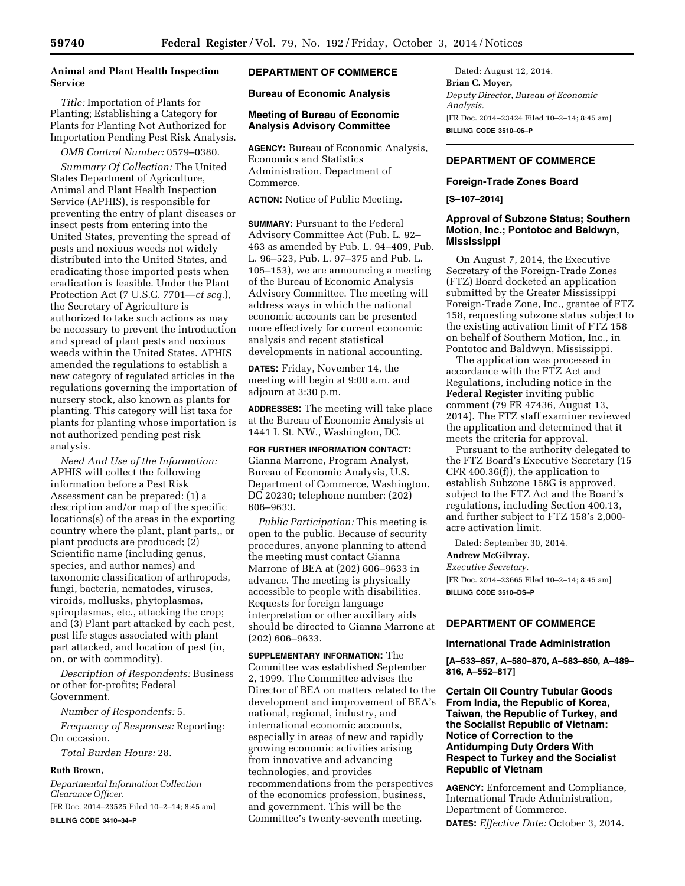**Animal and Plant Health Inspection Service**

*Title:* Importation of Plants for Planting; Establishing a Category for Plants for Planting Not Authorized for Importation Pending Pest Risk Analysis.

*OMB Control Number:* 0579–0380.

*Summary Of Collection:* The United States Department of Agriculture, Animal and Plant Health Inspection Service (APHIS), is responsible for preventing the entry of plant diseases or insect pests from entering into the United States, preventing the spread of pests and noxious weeds not widely distributed into the United States, and eradicating those imported pests when eradication is feasible. Under the Plant Protection Act (7 U.S.C. 7701—*et seq.*), the Secretary of Agriculture is authorized to take such actions as may be necessary to prevent the introduction and spread of plant pests and noxious weeds within the United States. APHIS amended the regulations to establish a new category of regulated articles in the regulations governing the importation of nursery stock, also known as plants for planting. This category will list taxa for plants for planting whose importation is not authorized pending pest risk analysis.

*Need And Use of the Information:* APHIS will collect the following information before a Pest Risk Assessment can be prepared: (1) a description and/or map of the specific locations(s) of the areas in the exporting country where the plant, plant parts,, or plant products are produced; (2) Scientific name (including genus, species, and author names) and taxonomic classification of arthropods, fungi, bacteria, nematodes, viruses, viroids, mollusks, phytoplasmas, spiroplasmas, etc., attacking the crop; and (3) Plant part attacked by each pest, pest life stages associated with plant part attacked, and location of pest (in, on, or with commodity).

*Description of Respondents:* Business or other for-profits; Federal Government.

*Number of Respondents:* 5.

*Frequency of Responses:* Reporting: On occasion.

*Total Burden Hours:* 28.

**Ruth Brown,**

*Departmental Information Collection Clearance Officer.*

[FR Doc. 2014–23525 Filed 10–2–14; 8:45 am]

**BILLING CODE 3410–34–P**

## DEPARTMENT OF COMMERCE

### Bureau of Economic Analysis

### Meeting of Bureau of Economic Analysis Advisory Committee

**AGENCY:** Bureau of Economic Analysis, Economics and Statistics Administration, Department of Commerce.

**ACTION:** Notice of Public Meeting.

**SUMMARY:** Pursuant to the Federal Advisory Committee Act (Pub. L. 92–463 as amended by Pub. L. 94–409, Pub. L. 96–523, Pub. L. 97–375 and Pub. L. 105–153), we are announcing a meeting of the Bureau of Economic Analysis Advisory Committee. The meeting will address ways in which the national economic accounts can be presented more effectively for current economic analysis and recent statistical developments in national accounting.

**DATES:** Friday, November 14, the meeting will begin at 9:00 a.m. and adjourn at 3:30 p.m.

**ADDRESSES:** The meeting will take place at the Bureau of Economic Analysis at 1441 L St. NW., Washington, DC.

**FOR FURTHER INFORMATION CONTACT:** Gianna Marrone, Program Analyst, Bureau of Economic Analysis, U.S. Department of Commerce, Washington, DC 20230; telephone number: (202) 606–9633.

*Public Participation:* This meeting is open to the public. Because of security procedures, anyone planning to attend the meeting must contact Gianna Marrone of BEA at (202) 606–9633 in advance. The meeting is physically accessible to people with disabilities. Requests for foreign language interpretation or other auxiliary aids should be directed to Gianna Marrone at (202) 606–9633.

**SUPPLEMENTARY INFORMATION:** The Committee was established September 2, 1999. The Committee advises the Director of BEA on matters related to the development and improvement of BEA's national, regional, industry, and international economic accounts, especially in areas of new and rapidly growing economic activities arising from innovative and advancing technologies, and provides recommendations from the perspectives of the economics profession, business, and government. This will be the Committee's twenty-seventh meeting.

Dated: August 12, 2014.

**Brian C. Moyer,**

*Deputy Director, Bureau of Economic Analysis.*

[FR Doc. 2014–23424 Filed 10–2–14; 8:45 am]

**BILLING CODE 3510–06–P**

## DEPARTMENT OF COMMERCE

### Foreign-Trade Zones Board

**[S–107–2014]**

### Approval of Subzone Status; Southern Motion, Inc.; Pontotoc and Baldwyn, Mississippi

On August 7, 2014, the Executive Secretary of the Foreign-Trade Zones (FTZ) Board docketed an application submitted by the Greater Mississippi Foreign-Trade Zone, Inc., grantee of FTZ 158, requesting subzone status subject to the existing activation limit of FTZ 158 on behalf of Southern Motion, Inc., in Pontotoc and Baldwyn, Mississippi.

The application was processed in accordance with the FTZ Act and Regulations, including notice in the **Federal Register** inviting public comment (79 FR 47436, August 13, 2014). The FTZ staff examiner reviewed the application and determined that it meets the criteria for approval.

Pursuant to the authority delegated to the FTZ Board's Executive Secretary (15 CFR 400.36(f)), the application to establish Subzone 158G is approved, subject to the FTZ Act and the Board's regulations, including Section 400.13, and further subject to FTZ 158's 2,000-acre activation limit.

Dated: September 30, 2014.

**Andrew McGilvray,**

*Executive Secretary.*

[FR Doc. 2014–23665 Filed 10–2–14; 8:45 am]

**BILLING CODE 3510–DS–P**

## DEPARTMENT OF COMMERCE

### International Trade Administration

**[A–533–857, A–580–870, A–583–850, A–489–816, A–552–817]**

### Certain Oil Country Tubular Goods From India, the Republic of Korea, Taiwan, the Republic of Turkey, and the Socialist Republic of Vietnam: Notice of Correction to the Antidumping Duty Orders With Respect to Turkey and the Socialist Republic of Vietnam

**AGENCY:** Enforcement and Compliance, International Trade Administration, Department of Commerce.

**DATES:** *Effective Date:* October 3, 2014.